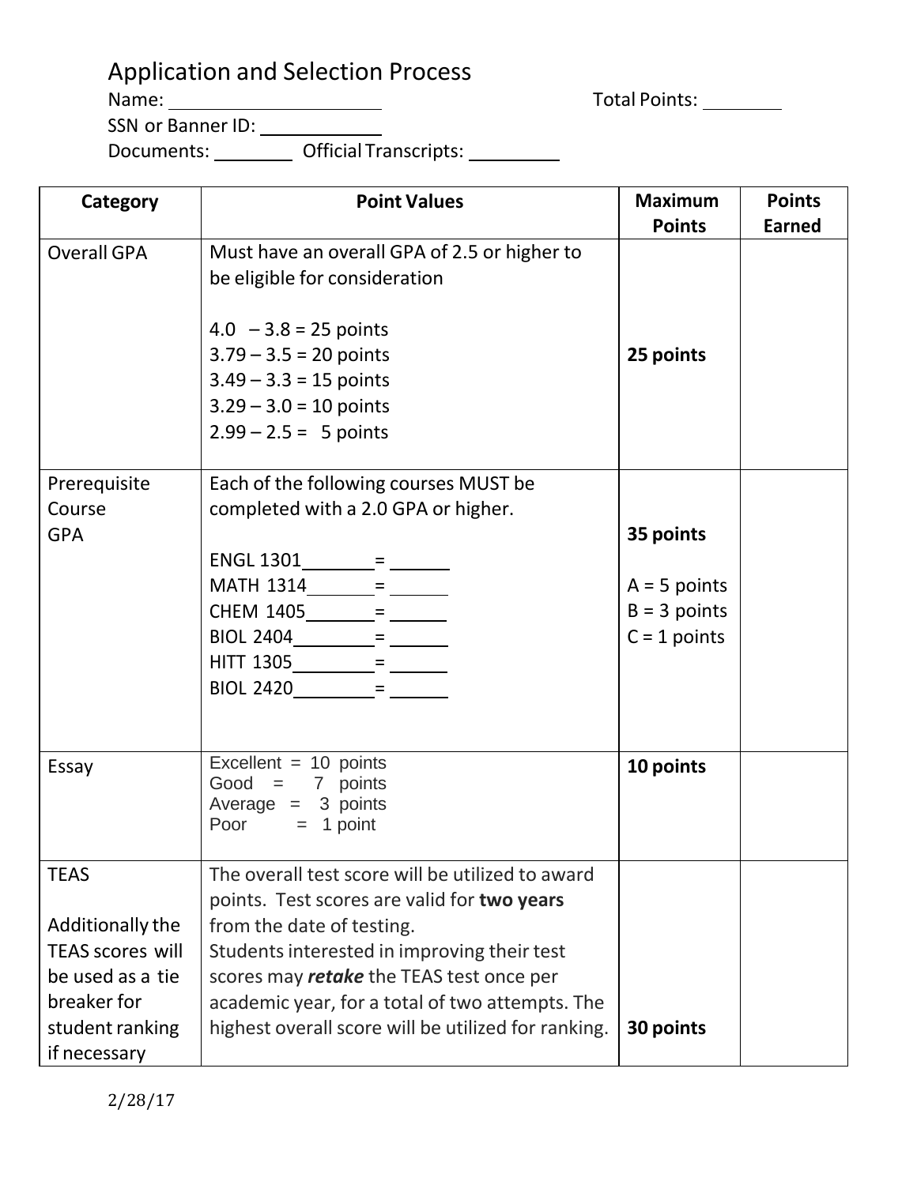# Application and Selection Process

Name: ____________________ Total Points: ________

SSN or Banner ID: ____________

Documents: ________ Official Transcripts: _________

| Category | Point Values | Maximum Points | Points Earned |
|---|---|---|---|
| Overall GPA | Must have an overall GPA of 2.5 or higher to be eligible for consideration<br><br>4.0 – 3.8 = 25 points<br>3.79 – 3.5 = 20 points<br>3.49 – 3.3 = 15 points<br>3.29 – 3.0 = 10 points<br>2.99 – 2.5 = 5 points | **25 points** | |
| Prerequisite Course GPA | Each of the following courses MUST be completed with a 2.0 GPA or higher.<br><br>ENGL 1301_______ = ______<br>MATH 1314_______ = ______<br>CHEM 1405_______ = ______<br>BIOL 2404________ = ______<br>HITT 1305________ = ______<br>BIOL 2420________ = ______ | **35 points**<br><br>A = 5 points<br>B = 3 points<br>C = 1 points | |
| Essay | Excellent = 10 points<br>Good = 7 points<br>Average = 3 points<br>Poor = 1 point | **10 points** | |
| TEAS<br><br>Additionally the TEAS scores will be used as a tie breaker for student ranking if necessary | The overall test score will be utilized to award points. Test scores are valid for **two years** from the date of testing.<br>Students interested in improving their test scores may ***retake*** the TEAS test once per academic year, for a total of two attempts. The highest overall score will be utilized for ranking. | **30 points** | |

2/28/17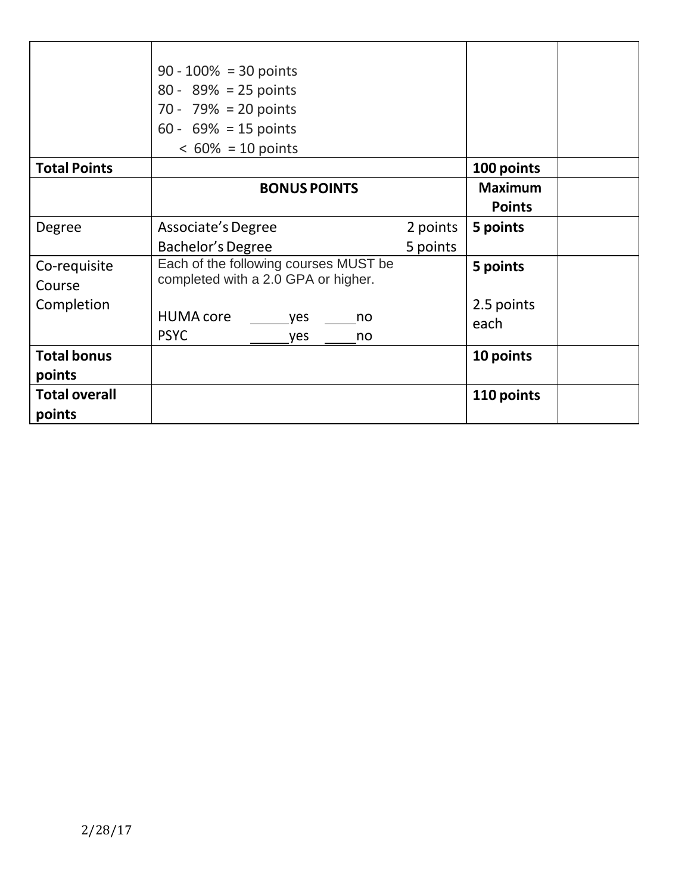| | | | |
|---|---|---|---|
| | 90 - 100% = 30 points<br>80 - 89% = 25 points<br>70 - 79% = 20 points<br>60 - 69% = 15 points<br>< 60% = 10 points | | |
| **Total Points** | | **100 points** | |
| | **BONUS POINTS** | **Maximum Points** | |
| Degree | Associate's Degree 2 points<br>Bachelor's Degree 5 points | **5 points** | |
| Co-requisite Course Completion | Each of the following courses MUST be completed with a 2.0 GPA or higher.<br><br>HUMA core ____yes ____no<br>PSYC ____yes ____no | **5 points**<br><br>2.5 points each | |
| **Total bonus points** | | **10 points** | |
| **Total overall points** | | **110 points** | |

2/28/17